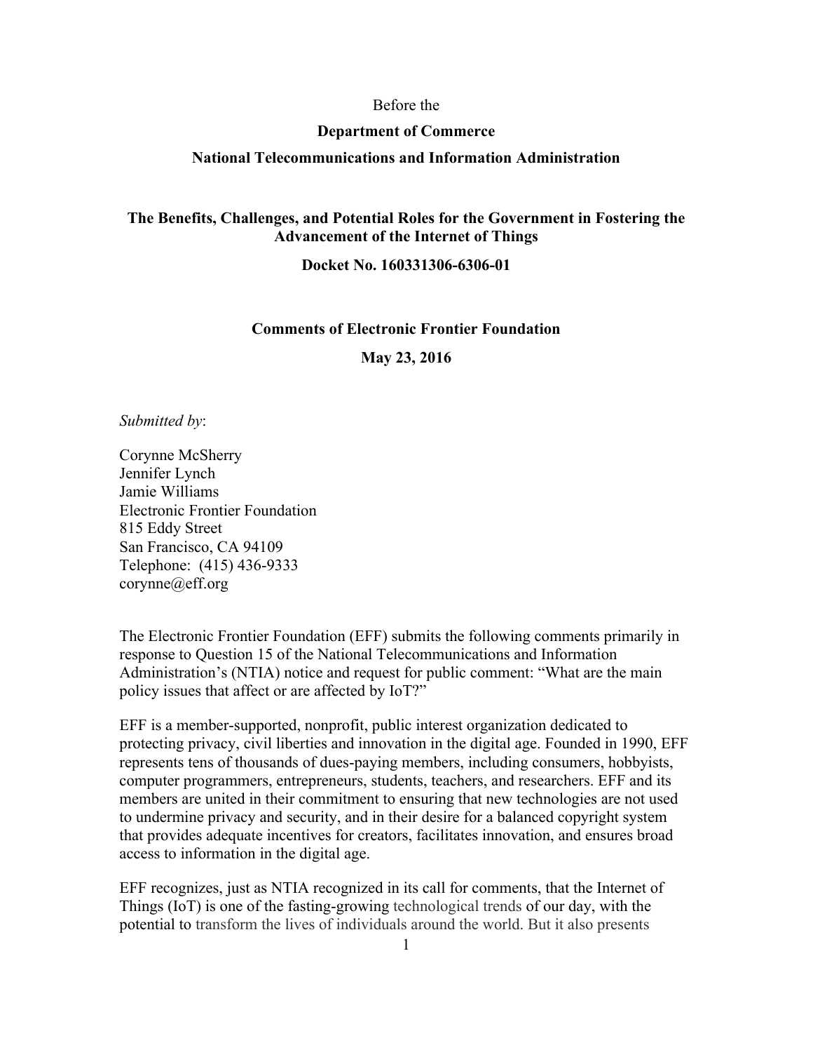Before the

**Department of Commerce**

**National Telecommunications and Information Administration**

**The Benefits, Challenges, and Potential Roles for the Government in Fostering the Advancement of the Internet of Things**

**Docket No. 160331306-6306-01**

**Comments of Electronic Frontier Foundation**

**May 23, 2016**

*Submitted by*:

Corynne McSherry
Jennifer Lynch
Jamie Williams
Electronic Frontier Foundation
815 Eddy Street
San Francisco, CA 94109
Telephone: (415) 436-9333
corynne@eff.org

The Electronic Frontier Foundation (EFF) submits the following comments primarily in response to Question 15 of the National Telecommunications and Information Administration's (NTIA) notice and request for public comment: "What are the main policy issues that affect or are affected by IoT?"

EFF is a member-supported, nonprofit, public interest organization dedicated to protecting privacy, civil liberties and innovation in the digital age. Founded in 1990, EFF represents tens of thousands of dues-paying members, including consumers, hobbyists, computer programmers, entrepreneurs, students, teachers, and researchers. EFF and its members are united in their commitment to ensuring that new technologies are not used to undermine privacy and security, and in their desire for a balanced copyright system that provides adequate incentives for creators, facilitates innovation, and ensures broad access to information in the digital age.

EFF recognizes, just as NTIA recognized in its call for comments, that the Internet of Things (IoT) is one of the fasting-growing technological trends of our day, with the potential to transform the lives of individuals around the world. But it also presents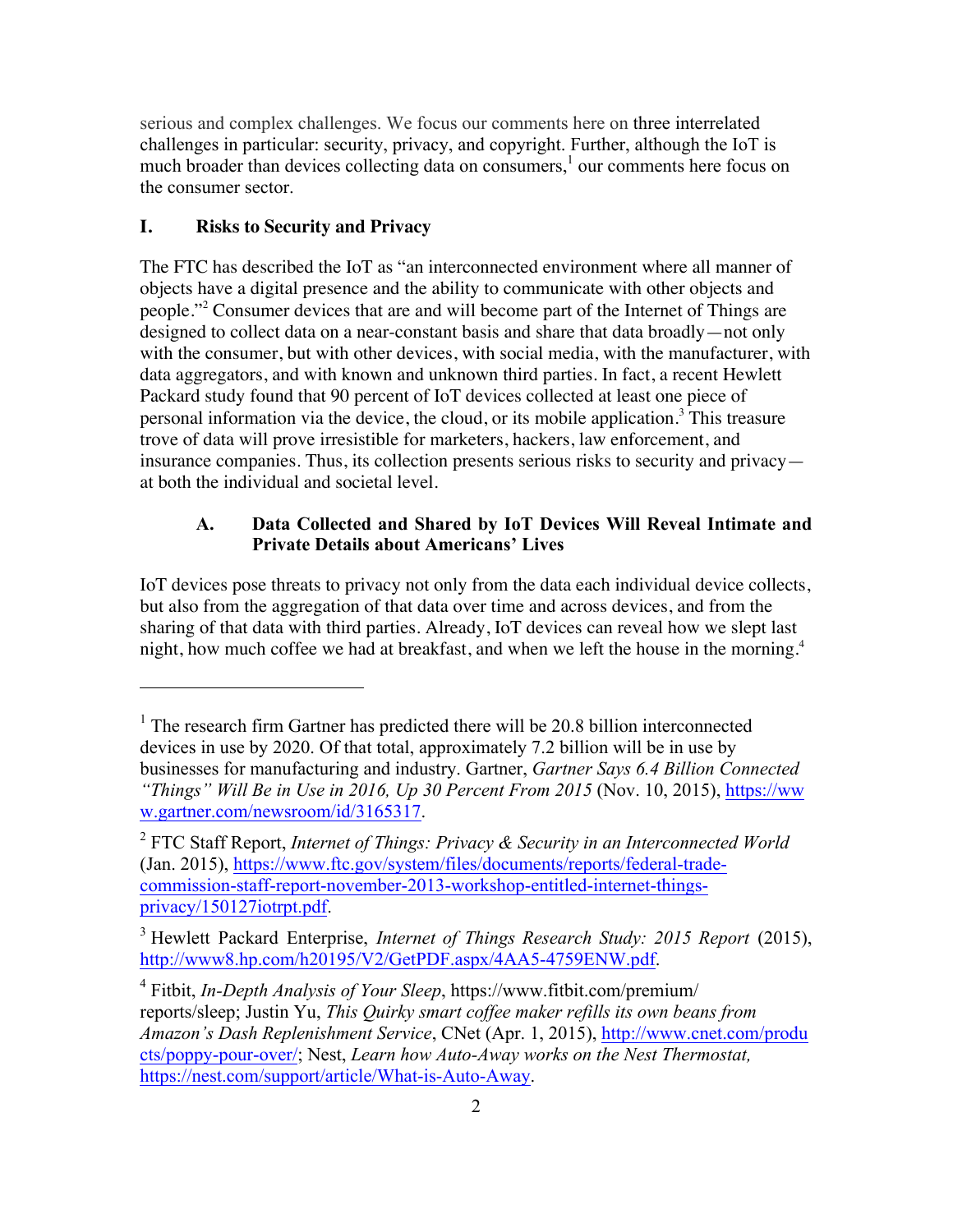serious and complex challenges. We focus our comments here on three interrelated challenges in particular: security, privacy, and copyright. Further, although the IoT is much broader than devices collecting data on consumers,[1] our comments here focus on the consumer sector.

## I. Risks to Security and Privacy

The FTC has described the IoT as "an interconnected environment where all manner of objects have a digital presence and the ability to communicate with other objects and people."[2] Consumer devices that are and will become part of the Internet of Things are designed to collect data on a near-constant basis and share that data broadly—not only with the consumer, but with other devices, with social media, with the manufacturer, with data aggregators, and with known and unknown third parties. In fact, a recent Hewlett Packard study found that 90 percent of IoT devices collected at least one piece of personal information via the device, the cloud, or its mobile application.[3] This treasure trove of data will prove irresistible for marketers, hackers, law enforcement, and insurance companies. Thus, its collection presents serious risks to security and privacy—at both the individual and societal level.

### A. Data Collected and Shared by IoT Devices Will Reveal Intimate and Private Details about Americans' Lives

IoT devices pose threats to privacy not only from the data each individual device collects, but also from the aggregation of that data over time and across devices, and from the sharing of that data with third parties. Already, IoT devices can reveal how we slept last night, how much coffee we had at breakfast, and when we left the house in the morning.[4]

---

[1] The research firm Gartner has predicted there will be 20.8 billion interconnected devices in use by 2020. Of that total, approximately 7.2 billion will be in use by businesses for manufacturing and industry. Gartner, *Gartner Says 6.4 Billion Connected "Things" Will Be in Use in 2016, Up 30 Percent From 2015* (Nov. 10, 2015), https://www.gartner.com/newsroom/id/3165317.

[2] FTC Staff Report, *Internet of Things: Privacy & Security in an Interconnected World* (Jan. 2015), https://www.ftc.gov/system/files/documents/reports/federal-trade-commission-staff-report-november-2013-workshop-entitled-internet-things-privacy/150127iotrpt.pdf.

[3] Hewlett Packard Enterprise, *Internet of Things Research Study: 2015 Report* (2015), http://www8.hp.com/h20195/V2/GetPDF.aspx/4AA5-4759ENW.pdf.

[4] Fitbit, *In-Depth Analysis of Your Sleep*, https://www.fitbit.com/premium/reports/sleep; Justin Yu, *This Quirky smart coffee maker refills its own beans from Amazon's Dash Replenishment Service*, CNet (Apr. 1, 2015), http://www.cnet.com/products/poppy-pour-over/; Nest, *Learn how Auto-Away works on the Nest Thermostat,* https://nest.com/support/article/What-is-Auto-Away.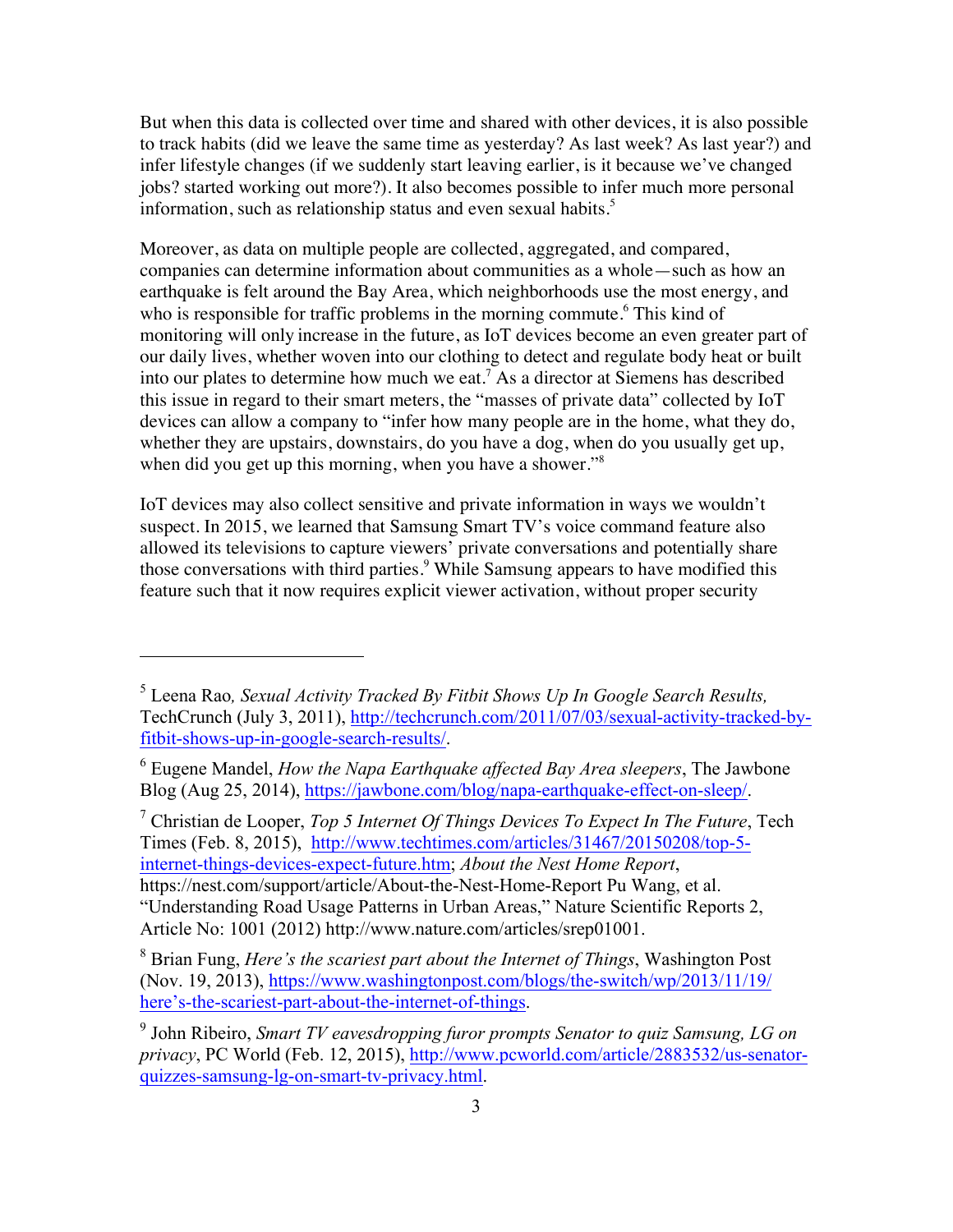But when this data is collected over time and shared with other devices, it is also possible to track habits (did we leave the same time as yesterday? As last week? As last year?) and infer lifestyle changes (if we suddenly start leaving earlier, is it because we've changed jobs? started working out more?). It also becomes possible to infer much more personal information, such as relationship status and even sexual habits.[5]

Moreover, as data on multiple people are collected, aggregated, and compared, companies can determine information about communities as a whole—such as how an earthquake is felt around the Bay Area, which neighborhoods use the most energy, and who is responsible for traffic problems in the morning commute.[6] This kind of monitoring will only increase in the future, as IoT devices become an even greater part of our daily lives, whether woven into our clothing to detect and regulate body heat or built into our plates to determine how much we eat.[7] As a director at Siemens has described this issue in regard to their smart meters, the "masses of private data" collected by IoT devices can allow a company to "infer how many people are in the home, what they do, whether they are upstairs, downstairs, do you have a dog, when do you usually get up, when did you get up this morning, when you have a shower."[8]

IoT devices may also collect sensitive and private information in ways we wouldn't suspect. In 2015, we learned that Samsung Smart TV's voice command feature also allowed its televisions to capture viewers' private conversations and potentially share those conversations with third parties.[9] While Samsung appears to have modified this feature such that it now requires explicit viewer activation, without proper security

---

[5] Leena Rao, *Sexual Activity Tracked By Fitbit Shows Up In Google Search Results,* TechCrunch (July 3, 2011), http://techcrunch.com/2011/07/03/sexual-activity-tracked-by-fitbit-shows-up-in-google-search-results/.

[6] Eugene Mandel, *How the Napa Earthquake affected Bay Area sleepers*, The Jawbone Blog (Aug 25, 2014), https://jawbone.com/blog/napa-earthquake-effect-on-sleep/.

[7] Christian de Looper, *Top 5 Internet Of Things Devices To Expect In The Future*, Tech Times (Feb. 8, 2015), http://www.techtimes.com/articles/31467/20150208/top-5-internet-things-devices-expect-future.htm; *About the Nest Home Report*, https://nest.com/support/article/About-the-Nest-Home-Report Pu Wang, et al. "Understanding Road Usage Patterns in Urban Areas," Nature Scientific Reports 2, Article No: 1001 (2012) http://www.nature.com/articles/srep01001.

[8] Brian Fung, *Here's the scariest part about the Internet of Things*, Washington Post (Nov. 19, 2013), https://www.washingtonpost.com/blogs/the-switch/wp/2013/11/19/here's-the-scariest-part-about-the-internet-of-things.

[9] John Ribeiro, *Smart TV eavesdropping furor prompts Senator to quiz Samsung, LG on privacy*, PC World (Feb. 12, 2015), http://www.pcworld.com/article/2883532/us-senator-quizzes-samsung-lg-on-smart-tv-privacy.html.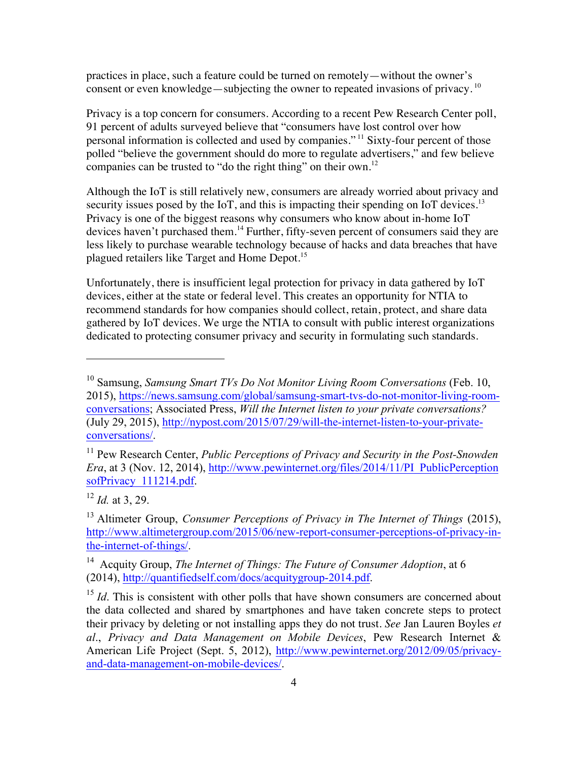practices in place, such a feature could be turned on remotely—without the owner's consent or even knowledge—subjecting the owner to repeated invasions of privacy.[10]

Privacy is a top concern for consumers. According to a recent Pew Research Center poll, 91 percent of adults surveyed believe that "consumers have lost control over how personal information is collected and used by companies."[11] Sixty-four percent of those polled "believe the government should do more to regulate advertisers," and few believe companies can be trusted to "do the right thing" on their own.[12]

Although the IoT is still relatively new, consumers are already worried about privacy and security issues posed by the IoT, and this is impacting their spending on IoT devices.[13] Privacy is one of the biggest reasons why consumers who know about in-home IoT devices haven't purchased them.[14] Further, fifty-seven percent of consumers said they are less likely to purchase wearable technology because of hacks and data breaches that have plagued retailers like Target and Home Depot.[15]

Unfortunately, there is insufficient legal protection for privacy in data gathered by IoT devices, either at the state or federal level. This creates an opportunity for NTIA to recommend standards for how companies should collect, retain, protect, and share data gathered by IoT devices. We urge the NTIA to consult with public interest organizations dedicated to protecting consumer privacy and security in formulating such standards.

---

[10] Samsung, *Samsung Smart TVs Do Not Monitor Living Room Conversations* (Feb. 10, 2015), https://news.samsung.com/global/samsung-smart-tvs-do-not-monitor-living-room-conversations; Associated Press, *Will the Internet listen to your private conversations?* (July 29, 2015), http://nypost.com/2015/07/29/will-the-internet-listen-to-your-private-conversations/.

[11] Pew Research Center, *Public Perceptions of Privacy and Security in the Post-Snowden Era*, at 3 (Nov. 12, 2014), http://www.pewinternet.org/files/2014/11/PI_PublicPerceptionsofPrivacy_111214.pdf.

[12] *Id.* at 3, 29.

[13] Altimeter Group, *Consumer Perceptions of Privacy in The Internet of Things* (2015), http://www.altimetergroup.com/2015/06/new-report-consumer-perceptions-of-privacy-in-the-internet-of-things/.

[14] Acquity Group, *The Internet of Things: The Future of Consumer Adoption*, at 6 (2014), http://quantifiedself.com/docs/acquitygroup-2014.pdf.

[15] *Id*. This is consistent with other polls that have shown consumers are concerned about the data collected and shared by smartphones and have taken concrete steps to protect their privacy by deleting or not installing apps they do not trust. *See* Jan Lauren Boyles *et al*., *Privacy and Data Management on Mobile Devices*, Pew Research Internet & American Life Project (Sept. 5, 2012), http://www.pewinternet.org/2012/09/05/privacy-and-data-management-on-mobile-devices/.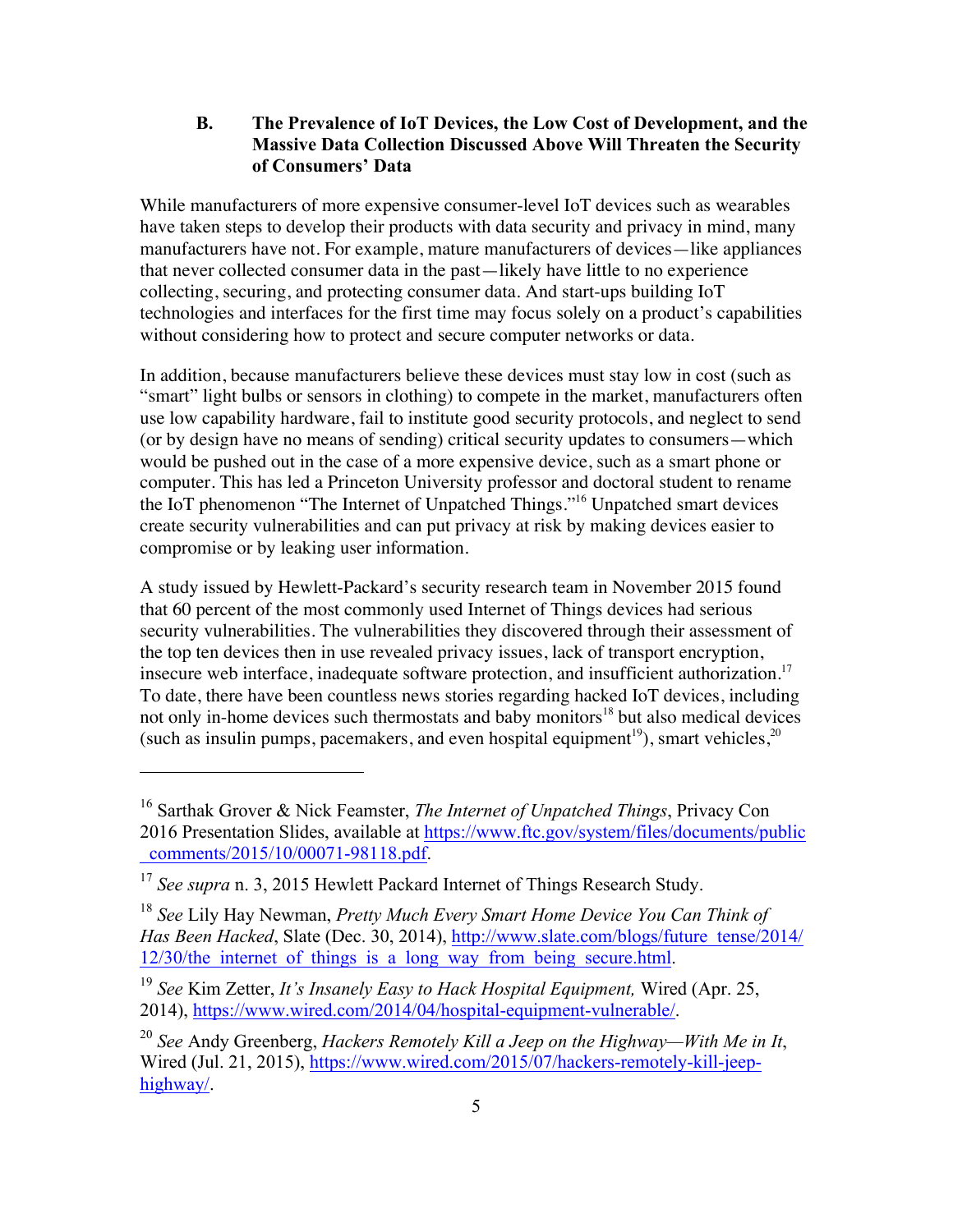### B. The Prevalence of IoT Devices, the Low Cost of Development, and the Massive Data Collection Discussed Above Will Threaten the Security of Consumers' Data

While manufacturers of more expensive consumer-level IoT devices such as wearables have taken steps to develop their products with data security and privacy in mind, many manufacturers have not. For example, mature manufacturers of devices—like appliances that never collected consumer data in the past—likely have little to no experience collecting, securing, and protecting consumer data. And start-ups building IoT technologies and interfaces for the first time may focus solely on a product's capabilities without considering how to protect and secure computer networks or data.

In addition, because manufacturers believe these devices must stay low in cost (such as "smart" light bulbs or sensors in clothing) to compete in the market, manufacturers often use low capability hardware, fail to institute good security protocols, and neglect to send (or by design have no means of sending) critical security updates to consumers—which would be pushed out in the case of a more expensive device, such as a smart phone or computer. This has led a Princeton University professor and doctoral student to rename the IoT phenomenon "The Internet of Unpatched Things."[16] Unpatched smart devices create security vulnerabilities and can put privacy at risk by making devices easier to compromise or by leaking user information.

A study issued by Hewlett-Packard's security research team in November 2015 found that 60 percent of the most commonly used Internet of Things devices had serious security vulnerabilities. The vulnerabilities they discovered through their assessment of the top ten devices then in use revealed privacy issues, lack of transport encryption, insecure web interface, inadequate software protection, and insufficient authorization.[17] To date, there have been countless news stories regarding hacked IoT devices, including not only in-home devices such thermostats and baby monitors[18] but also medical devices (such as insulin pumps, pacemakers, and even hospital equipment[19]), smart vehicles,[20]

---

[16] Sarthak Grover & Nick Feamster, *The Internet of Unpatched Things*, Privacy Con 2016 Presentation Slides, available at https://www.ftc.gov/system/files/documents/public_comments/2015/10/00071-98118.pdf.

[17] *See supra* n. 3, 2015 Hewlett Packard Internet of Things Research Study.

[18] *See* Lily Hay Newman, *Pretty Much Every Smart Home Device You Can Think of Has Been Hacked*, Slate (Dec. 30, 2014), http://www.slate.com/blogs/future_tense/2014/12/30/the_internet_of_things_is_a_long_way_from_being_secure.html.

[19] *See* Kim Zetter, *It's Insanely Easy to Hack Hospital Equipment,* Wired (Apr. 25, 2014), https://www.wired.com/2014/04/hospital-equipment-vulnerable/.

[20] *See* Andy Greenberg, *Hackers Remotely Kill a Jeep on the Highway—With Me in It*, Wired (Jul. 21, 2015), https://www.wired.com/2015/07/hackers-remotely-kill-jeep-highway/.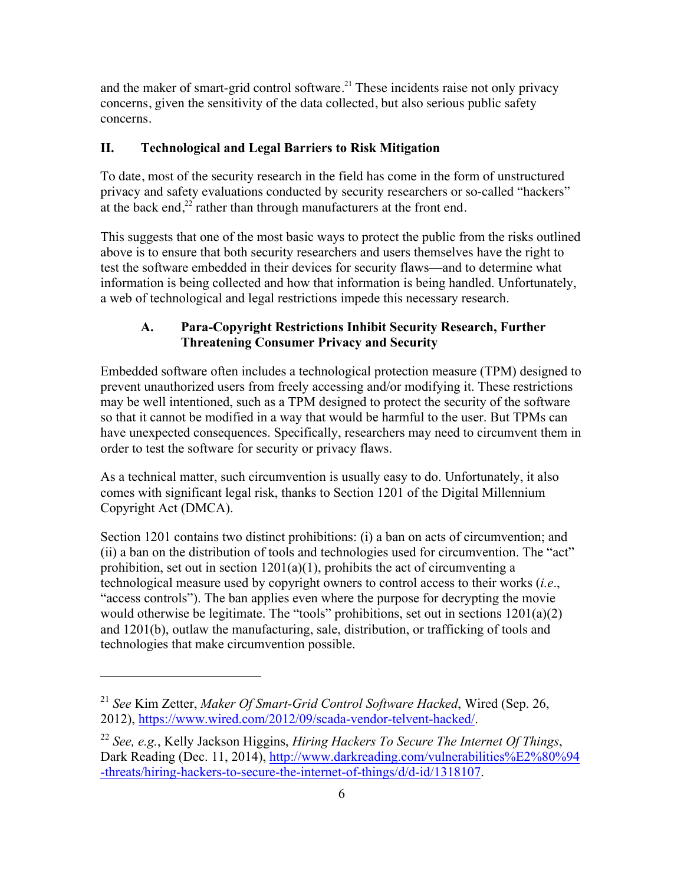and the maker of smart-grid control software.[21] These incidents raise not only privacy concerns, given the sensitivity of the data collected, but also serious public safety concerns.

## II. Technological and Legal Barriers to Risk Mitigation

To date, most of the security research in the field has come in the form of unstructured privacy and safety evaluations conducted by security researchers or so-called "hackers" at the back end,[22] rather than through manufacturers at the front end.

This suggests that one of the most basic ways to protect the public from the risks outlined above is to ensure that both security researchers and users themselves have the right to test the software embedded in their devices for security flaws—and to determine what information is being collected and how that information is being handled. Unfortunately, a web of technological and legal restrictions impede this necessary research.

### A. Para-Copyright Restrictions Inhibit Security Research, Further Threatening Consumer Privacy and Security

Embedded software often includes a technological protection measure (TPM) designed to prevent unauthorized users from freely accessing and/or modifying it. These restrictions may be well intentioned, such as a TPM designed to protect the security of the software so that it cannot be modified in a way that would be harmful to the user. But TPMs can have unexpected consequences. Specifically, researchers may need to circumvent them in order to test the software for security or privacy flaws.

As a technical matter, such circumvention is usually easy to do. Unfortunately, it also comes with significant legal risk, thanks to Section 1201 of the Digital Millennium Copyright Act (DMCA).

Section 1201 contains two distinct prohibitions: (i) a ban on acts of circumvention; and (ii) a ban on the distribution of tools and technologies used for circumvention. The "act" prohibition, set out in section 1201(a)(1), prohibits the act of circumventing a technological measure used by copyright owners to control access to their works (*i.e.*, "access controls"). The ban applies even where the purpose for decrypting the movie would otherwise be legitimate. The "tools" prohibitions, set out in sections 1201(a)(2) and 1201(b), outlaw the manufacturing, sale, distribution, or trafficking of tools and technologies that make circumvention possible.

---

[21] *See* Kim Zetter, *Maker Of Smart-Grid Control Software Hacked*, Wired (Sep. 26, 2012), https://www.wired.com/2012/09/scada-vendor-telvent-hacked/.

[22] *See, e.g.*, Kelly Jackson Higgins, *Hiring Hackers To Secure The Internet Of Things*, Dark Reading (Dec. 11, 2014), http://www.darkreading.com/vulnerabilities%E2%80%94-threats/hiring-hackers-to-secure-the-internet-of-things/d/d-id/1318107.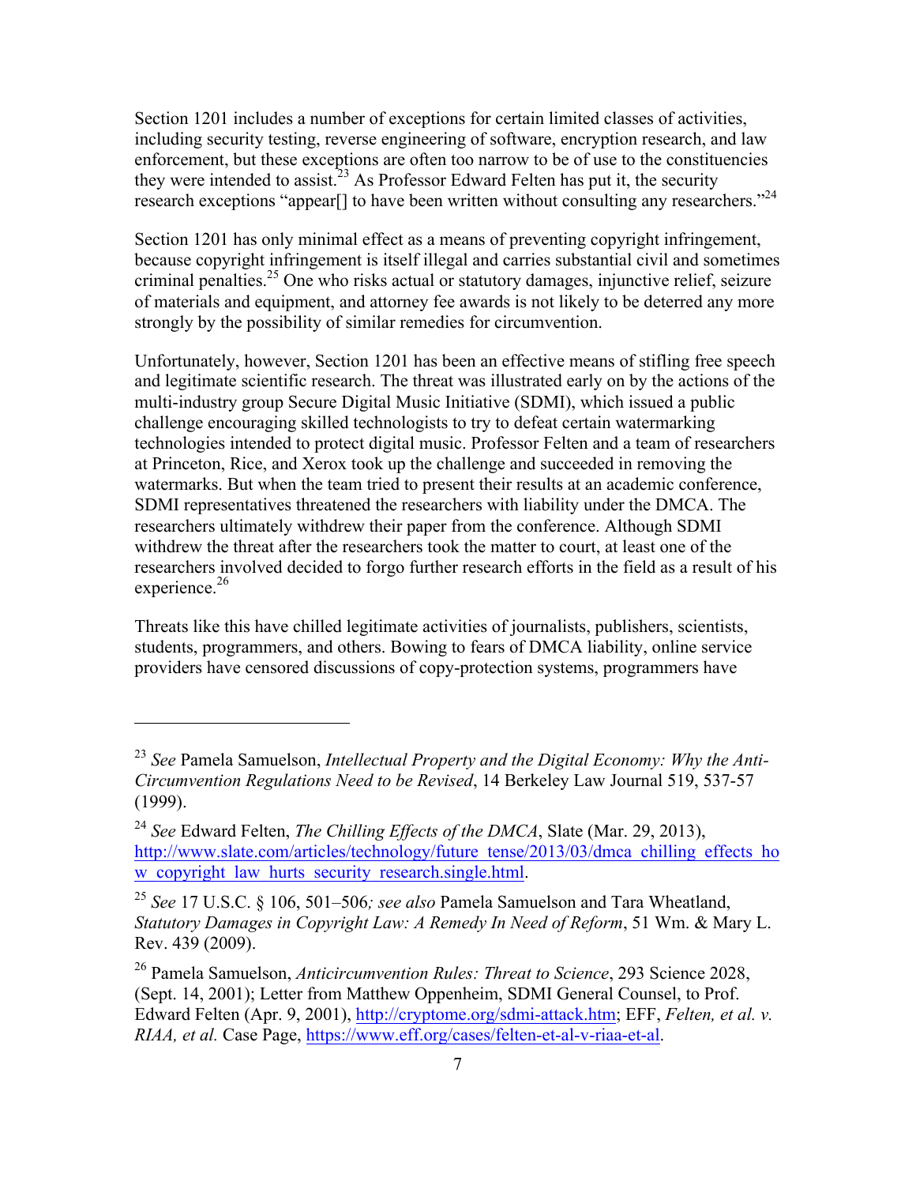Section 1201 includes a number of exceptions for certain limited classes of activities, including security testing, reverse engineering of software, encryption research, and law enforcement, but these exceptions are often too narrow to be of use to the constituencies they were intended to assist.[23] As Professor Edward Felten has put it, the security research exceptions "appear[] to have been written without consulting any researchers."[24]

Section 1201 has only minimal effect as a means of preventing copyright infringement, because copyright infringement is itself illegal and carries substantial civil and sometimes criminal penalties.[25] One who risks actual or statutory damages, injunctive relief, seizure of materials and equipment, and attorney fee awards is not likely to be deterred any more strongly by the possibility of similar remedies for circumvention.

Unfortunately, however, Section 1201 has been an effective means of stifling free speech and legitimate scientific research. The threat was illustrated early on by the actions of the multi-industry group Secure Digital Music Initiative (SDMI), which issued a public challenge encouraging skilled technologists to try to defeat certain watermarking technologies intended to protect digital music. Professor Felten and a team of researchers at Princeton, Rice, and Xerox took up the challenge and succeeded in removing the watermarks. But when the team tried to present their results at an academic conference, SDMI representatives threatened the researchers with liability under the DMCA. The researchers ultimately withdrew their paper from the conference. Although SDMI withdrew the threat after the researchers took the matter to court, at least one of the researchers involved decided to forgo further research efforts in the field as a result of his experience.[26]

Threats like this have chilled legitimate activities of journalists, publishers, scientists, students, programmers, and others. Bowing to fears of DMCA liability, online service providers have censored discussions of copy-protection systems, programmers have

---

[23] *See* Pamela Samuelson, *Intellectual Property and the Digital Economy: Why the Anti-Circumvention Regulations Need to be Revised*, 14 Berkeley Law Journal 519, 537-57 (1999).

[24] *See* Edward Felten, *The Chilling Effects of the DMCA*, Slate (Mar. 29, 2013), http://www.slate.com/articles/technology/future_tense/2013/03/dmca_chilling_effects_how_copyright_law_hurts_security_research.single.html.

[25] *See* 17 U.S.C. § 106, 501–506*; see also* Pamela Samuelson and Tara Wheatland, *Statutory Damages in Copyright Law: A Remedy In Need of Reform*, 51 Wm. & Mary L. Rev. 439 (2009).

[26] Pamela Samuelson, *Anticircumvention Rules: Threat to Science*, 293 Science 2028, (Sept. 14, 2001); Letter from Matthew Oppenheim, SDMI General Counsel, to Prof. Edward Felten (Apr. 9, 2001), http://cryptome.org/sdmi-attack.htm; EFF, *Felten, et al. v. RIAA, et al.* Case Page, https://www.eff.org/cases/felten-et-al-v-riaa-et-al.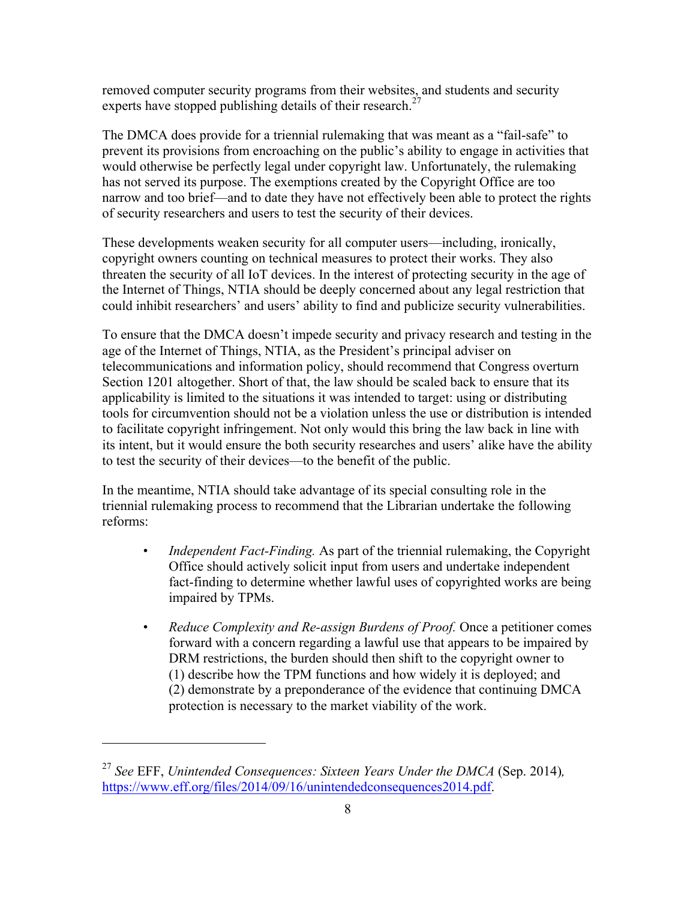removed computer security programs from their websites, and students and security experts have stopped publishing details of their research.[27]

The DMCA does provide for a triennial rulemaking that was meant as a "fail-safe" to prevent its provisions from encroaching on the public's ability to engage in activities that would otherwise be perfectly legal under copyright law. Unfortunately, the rulemaking has not served its purpose. The exemptions created by the Copyright Office are too narrow and too brief—and to date they have not effectively been able to protect the rights of security researchers and users to test the security of their devices.

These developments weaken security for all computer users—including, ironically, copyright owners counting on technical measures to protect their works. They also threaten the security of all IoT devices. In the interest of protecting security in the age of the Internet of Things, NTIA should be deeply concerned about any legal restriction that could inhibit researchers' and users' ability to find and publicize security vulnerabilities.

To ensure that the DMCA doesn't impede security and privacy research and testing in the age of the Internet of Things, NTIA, as the President's principal adviser on telecommunications and information policy, should recommend that Congress overturn Section 1201 altogether. Short of that, the law should be scaled back to ensure that its applicability is limited to the situations it was intended to target: using or distributing tools for circumvention should not be a violation unless the use or distribution is intended to facilitate copyright infringement. Not only would this bring the law back in line with its intent, but it would ensure the both security researches and users' alike have the ability to test the security of their devices—to the benefit of the public.

In the meantime, NTIA should take advantage of its special consulting role in the triennial rulemaking process to recommend that the Librarian undertake the following reforms:

- *Independent Fact-Finding.* As part of the triennial rulemaking, the Copyright Office should actively solicit input from users and undertake independent fact-finding to determine whether lawful uses of copyrighted works are being impaired by TPMs.

- *Reduce Complexity and Re-assign Burdens of Proof.* Once a petitioner comes forward with a concern regarding a lawful use that appears to be impaired by DRM restrictions, the burden should then shift to the copyright owner to (1) describe how the TPM functions and how widely it is deployed; and (2) demonstrate by a preponderance of the evidence that continuing DMCA protection is necessary to the market viability of the work.

---

[27] *See* EFF, *Unintended Consequences: Sixteen Years Under the DMCA* (Sep. 2014), https://www.eff.org/files/2014/09/16/unintendedconsequences2014.pdf.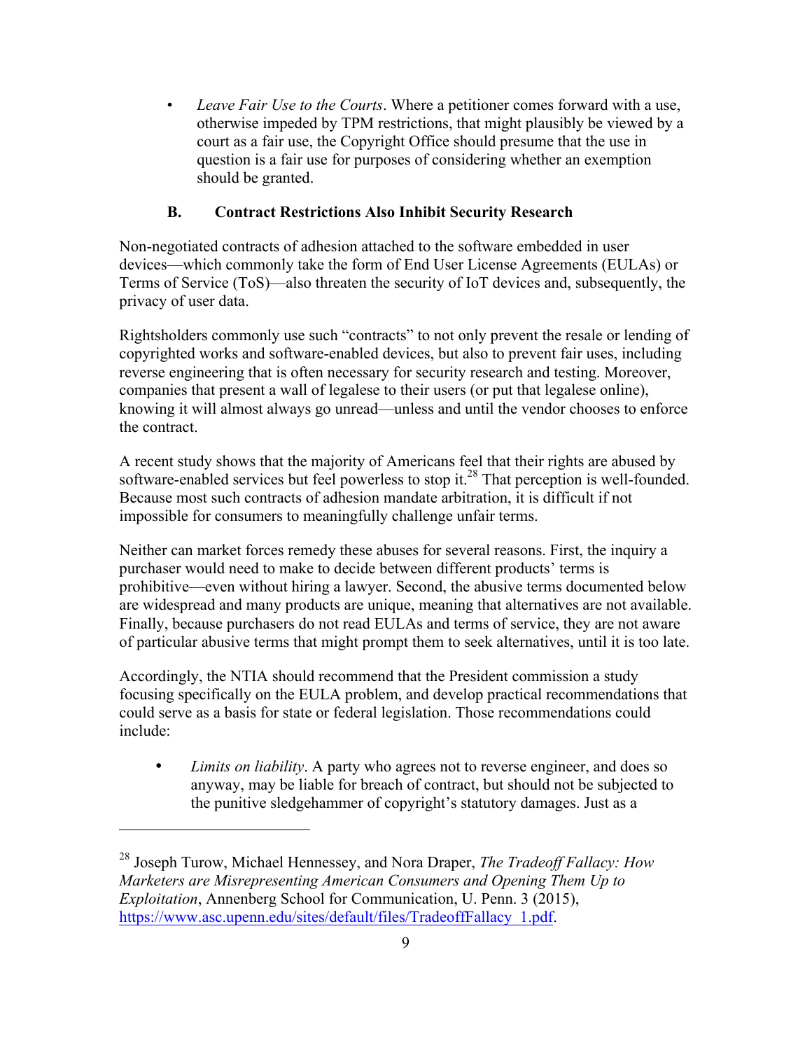- *Leave Fair Use to the Courts*. Where a petitioner comes forward with a use, otherwise impeded by TPM restrictions, that might plausibly be viewed by a court as a fair use, the Copyright Office should presume that the use in question is a fair use for purposes of considering whether an exemption should be granted.

### B. Contract Restrictions Also Inhibit Security Research

Non-negotiated contracts of adhesion attached to the software embedded in user devices—which commonly take the form of End User License Agreements (EULAs) or Terms of Service (ToS)—also threaten the security of IoT devices and, subsequently, the privacy of user data.

Rightsholders commonly use such "contracts" to not only prevent the resale or lending of copyrighted works and software-enabled devices, but also to prevent fair uses, including reverse engineering that is often necessary for security research and testing. Moreover, companies that present a wall of legalese to their users (or put that legalese online), knowing it will almost always go unread—unless and until the vendor chooses to enforce the contract.

A recent study shows that the majority of Americans feel that their rights are abused by software-enabled services but feel powerless to stop it.[28] That perception is well-founded. Because most such contracts of adhesion mandate arbitration, it is difficult if not impossible for consumers to meaningfully challenge unfair terms.

Neither can market forces remedy these abuses for several reasons. First, the inquiry a purchaser would need to make to decide between different products' terms is prohibitive—even without hiring a lawyer. Second, the abusive terms documented below are widespread and many products are unique, meaning that alternatives are not available. Finally, because purchasers do not read EULAs and terms of service, they are not aware of particular abusive terms that might prompt them to seek alternatives, until it is too late.

Accordingly, the NTIA should recommend that the President commission a study focusing specifically on the EULA problem, and develop practical recommendations that could serve as a basis for state or federal legislation. Those recommendations could include:

- *Limits on liability*. A party who agrees not to reverse engineer, and does so anyway, may be liable for breach of contract, but should not be subjected to the punitive sledgehammer of copyright's statutory damages. Just as a

---

[28] Joseph Turow, Michael Hennessey, and Nora Draper, *The Tradeoff Fallacy: How Marketers are Misrepresenting American Consumers and Opening Them Up to Exploitation*, Annenberg School for Communication, U. Penn. 3 (2015), https://www.asc.upenn.edu/sites/default/files/TradeoffFallacy_1.pdf.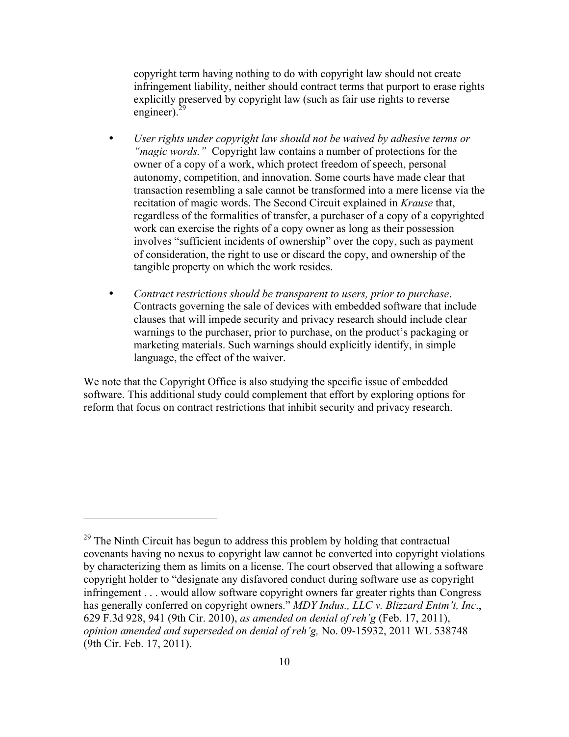copyright term having nothing to do with copyright law should not create infringement liability, neither should contract terms that purport to erase rights explicitly preserved by copyright law (such as fair use rights to reverse engineer).[29]

- *User rights under copyright law should not be waived by adhesive terms or "magic words."* Copyright law contains a number of protections for the owner of a copy of a work, which protect freedom of speech, personal autonomy, competition, and innovation. Some courts have made clear that transaction resembling a sale cannot be transformed into a mere license via the recitation of magic words. The Second Circuit explained in *Krause* that, regardless of the formalities of transfer, a purchaser of a copy of a copyrighted work can exercise the rights of a copy owner as long as their possession involves "sufficient incidents of ownership" over the copy, such as payment of consideration, the right to use or discard the copy, and ownership of the tangible property on which the work resides.

- *Contract restrictions should be transparent to users, prior to purchase*. Contracts governing the sale of devices with embedded software that include clauses that will impede security and privacy research should include clear warnings to the purchaser, prior to purchase, on the product's packaging or marketing materials. Such warnings should explicitly identify, in simple language, the effect of the waiver.

We note that the Copyright Office is also studying the specific issue of embedded software. This additional study could complement that effort by exploring options for reform that focus on contract restrictions that inhibit security and privacy research.

---

[29] The Ninth Circuit has begun to address this problem by holding that contractual covenants having no nexus to copyright law cannot be converted into copyright violations by characterizing them as limits on a license. The court observed that allowing a software copyright holder to "designate any disfavored conduct during software use as copyright infringement . . . would allow software copyright owners far greater rights than Congress has generally conferred on copyright owners." *MDY Indus., LLC v. Blizzard Entm't, Inc*., 629 F.3d 928, 941 (9th Cir. 2010), *as amended on denial of reh'g* (Feb. 17, 2011), *opinion amended and superseded on denial of reh'g,* No. 09-15932, 2011 WL 538748 (9th Cir. Feb. 17, 2011).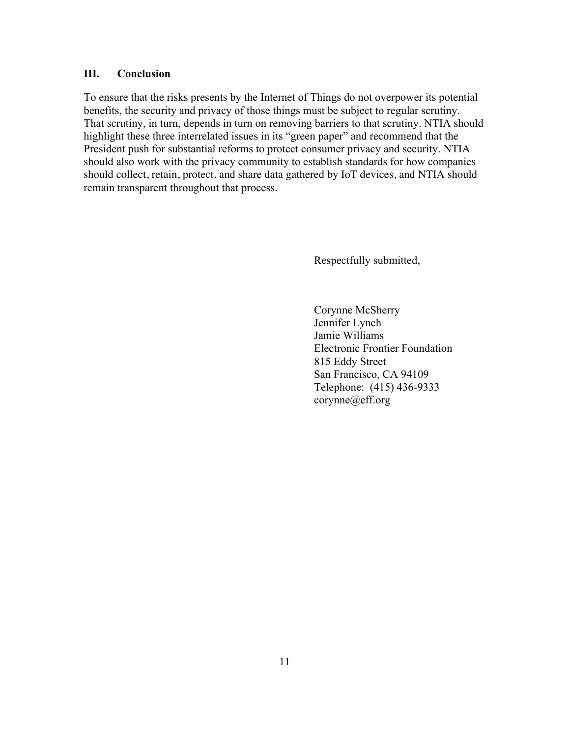## III. Conclusion

To ensure that the risks presents by the Internet of Things do not overpower its potential benefits, the security and privacy of those things must be subject to regular scrutiny. That scrutiny, in turn, depends in turn on removing barriers to that scrutiny. NTIA should highlight these three interrelated issues in its "green paper" and recommend that the President push for substantial reforms to protect consumer privacy and security. NTIA should also work with the privacy community to establish standards for how companies should collect, retain, protect, and share data gathered by IoT devices, and NTIA should remain transparent throughout that process.

Respectfully submitted,

Corynne McSherry
Jennifer Lynch
Jamie Williams
Electronic Frontier Foundation
815 Eddy Street
San Francisco, CA 94109
Telephone: (415) 436-9333
corynne@eff.org